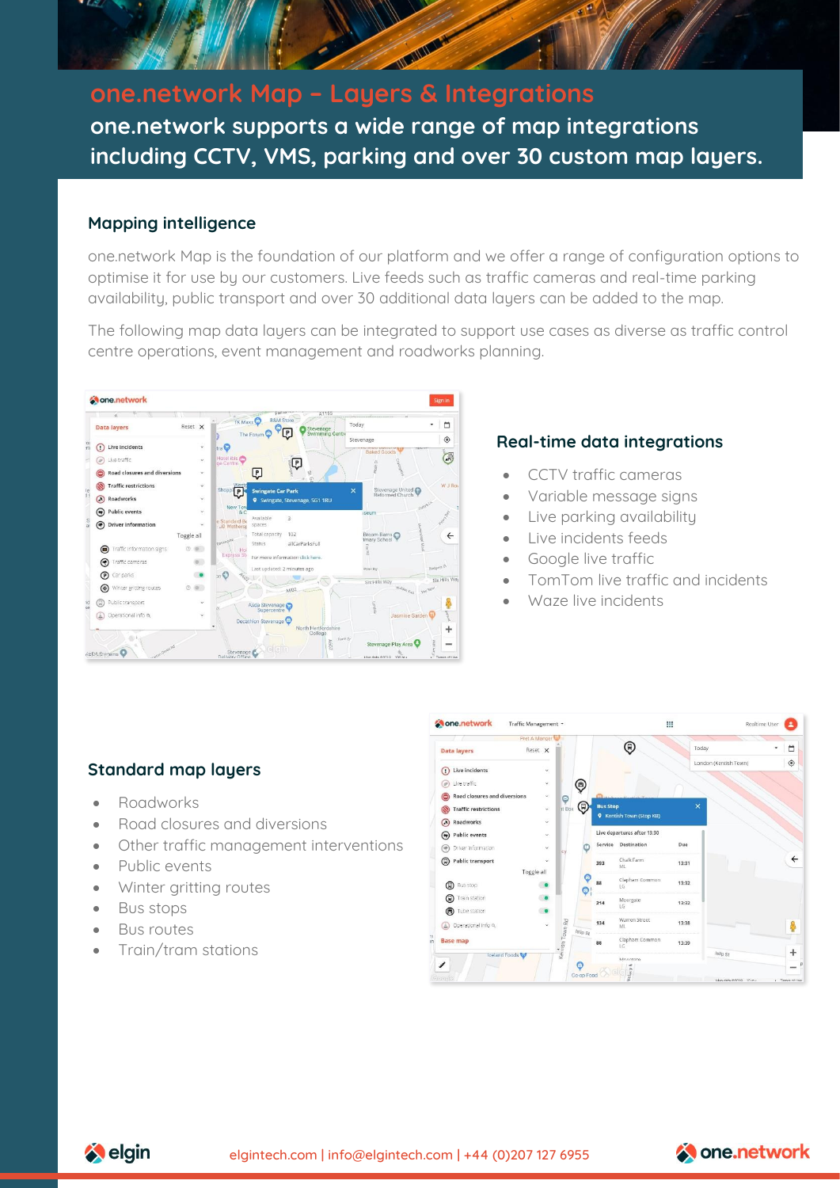# one.network Map – Layers & Integrations

**one.network supports a wide range of map integrations including CCTV, VMS, parking and over 30 custom map layers.**

## Mapping intelligence

one.network Map is the foundation of our platform and we offer a range of configuration options to optimise it for use by our customers. Live feeds such as traffic cameras and real-time parking availability, public transport and over 30 additional data layers can be added to the map.

The following map data layers can be integrated to support use cases as diverse as traffic control centre operations, event management and roadworks planning.

## Real-time data integrations

- CCTV traffic cameras
- Variable message signs
- Live parking availability
- Live incidents feeds
- Google live traffic
- TomTom live traffic and incidents
- Waze live incidents

## Standard map layers

- Roadworks
- Road closures and diversions
- Other traffic management interventions
- Public events
- Winter gritting routes
- Bus stops
- Bus routes
- Train/tram stations

elgintech.com | info@elgintech.com | +44 (0)207 127 6955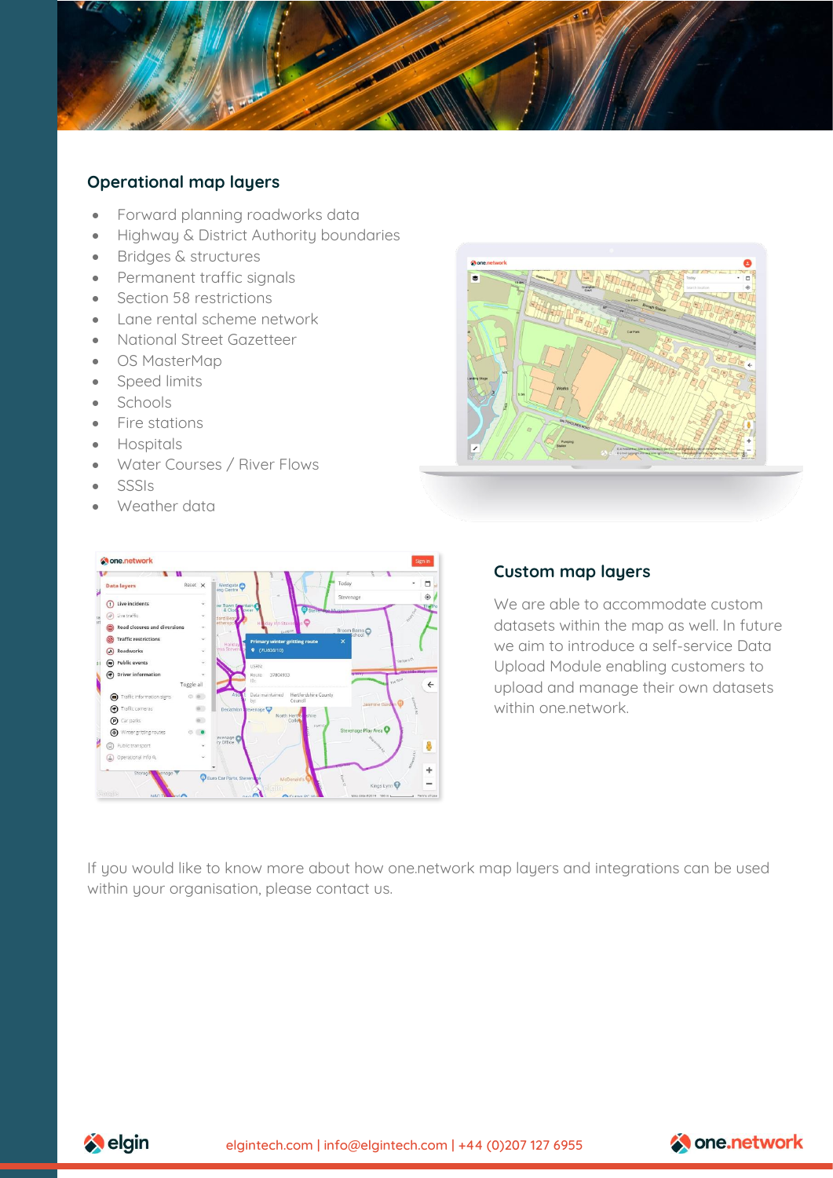## Operational map layers

- Forward planning roadworks data
- Highway & District Authority boundaries
- Bridges & structures
- Permanent traffic signals
- Section 58 restrictions
- Lane rental scheme network
- National Street Gazetteer
- OS MasterMap
- Speed limits
- Schools
- Fire stations
- Hospitals
- Water Courses / River Flows
- SSSIs
- Weather data

## Custom map layers

We are able to accommodate custom datasets within the map as well. In future we aim to introduce a self-service Data Upload Module enabling customers to upload and manage their own datasets within one.network.

If you would like to know more about how one.network map layers and integrations can be used within your organisation, please contact us.

elgintech.com | info@elgintech.com | +44 (0)207 127 6955